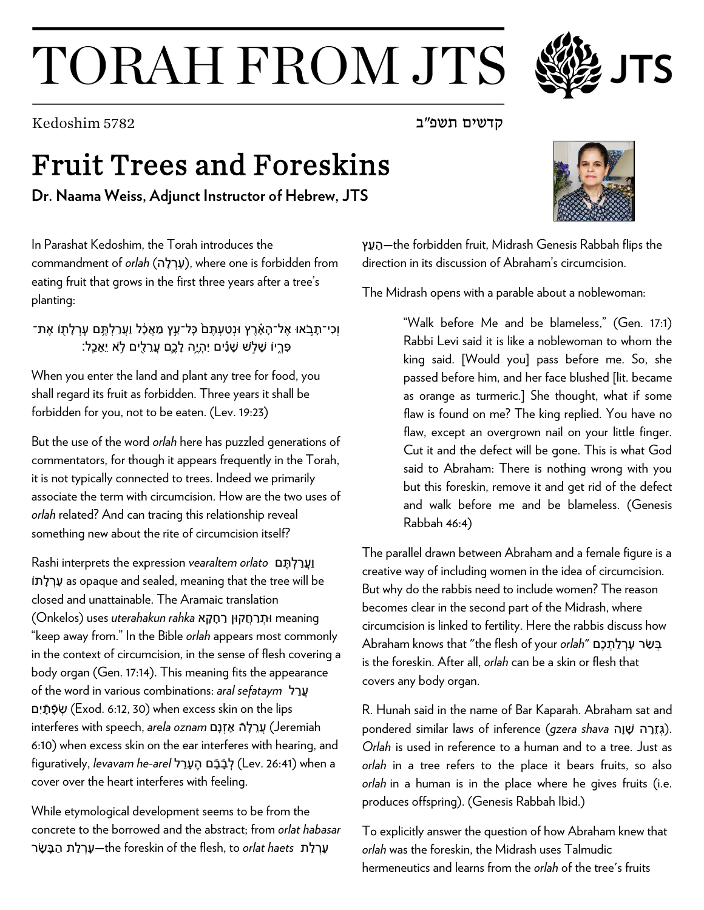# TORAH FROM JTS

Kedoshim 5782

קדשים תשפ״ב

## Fruit Trees and Foreskins

**Dr. Naama Weiss, Adjunct Instructor of Hebrew, JTS**

In Parashat Kedoshim, the Torah introduces the commandment of *orlah* (עָרְלָה), where one is forbidden from eating fruit that grows in the first three years after a tree's planting:

וְכִי־תָבֹ֣אוּ אֶל־הָאָ֗רֶץ וּנְטַעְתֶּם֙ כׇּל־עֵ֣ץ מַאֲכָ֔ל וַעֲרַלְתֶּ֥ם עׇרְלָת֖וֹ אֶת־פִּרְי֑וֹ שָׁלֹ֣שׁ שָׁנִ֗ים יִהְיֶ֥ה לָכֶ֛ם עֲרֵלִ֖ים לֹ֥א יֵאָכֵֽל׃

When you enter the land and plant any tree for food, you shall regard its fruit as forbidden. Three years it shall be forbidden for you, not to be eaten. (Lev. 19:23)

But the use of the word *orlah* here has puzzled generations of commentators, for though it appears frequently in the Torah, it is not typically connected to trees. Indeed we primarily associate the term with circumcision. How are the two uses of *orlah* related? And can tracing this relationship reveal something new about the rite of circumcision itself?

Rashi interprets the expression *vearaltem orlato* וַעֲרַלְתֶּם עָרְלָתוֹ as opaque and sealed, meaning that the tree will be closed and unattainable. The Aramaic translation (Onkelos) uses *uterahakun rahka* וּתְרַחֲקוּן רַחָקָא meaning "keep away from." In the Bible *orlah* appears most commonly in the context of circumcision, in the sense of flesh covering a body organ (Gen. 17:14). This meaning fits the appearance of the word in various combinations: *aral sefataym* עֲרַל שְׂפָתָיִם (Exod. 6:12, 30) when excess skin on the lips interferes with speech, *arela oznam* עֲרֵלָה אָזְנָם (Jeremiah 6:10) when excess skin on the ear interferes with hearing, and figuratively, *levavam he-arel* לְבָבָם הֶעָרֵל (Lev. 26:41) when a cover over the heart interferes with feeling.

While etymological development seems to be from the concrete to the borrowed and the abstract; from *orlat habasar* עָרְלַת הַבָּשָׂר—the foreskin of the flesh, to *orlat haets* עָרְלַת הָעֵץ—the forbidden fruit, Midrash Genesis Rabbah flips the direction in its discussion of Abraham's circumcision.

The Midrash opens with a parable about a noblewoman:

> "Walk before Me and be blameless," (Gen. 17:1) Rabbi Levi said it is like a noblewoman to whom the king said. [Would you] pass before me. So, she passed before him, and her face blushed [lit. became as orange as turmeric.] She thought, what if some flaw is found on me? The king replied. You have no flaw, except an overgrown nail on your little finger. Cut it and the defect will be gone. This is what God said to Abraham: There is nothing wrong with you but this foreskin, remove it and get rid of the defect and walk before me and be blameless. (Genesis Rabbah 46:4)

The parallel drawn between Abraham and a female figure is a creative way of including women in the idea of circumcision. But why do the rabbis need to include women? The reason becomes clear in the second part of the Midrash, where circumcision is linked to fertility. Here the rabbis discuss how Abraham knows that "the flesh of your *orlah*" בְּשַׂר עָרְלַתְכֶם is the foreskin. After all, *orlah* can be a skin or flesh that covers any body organ.

R. Hunah said in the name of Bar Kaparah. Abraham sat and pondered similar laws of inference (*gzera shava* גְּזֵרָה שָׁוָה). *Orlah* is used in reference to a human and to a tree. Just as *orlah* in a tree refers to the place it bears fruits, so also *orlah* in a human is in the place where he gives fruits (i.e. produces offspring). (Genesis Rabbah Ibid.)

To explicitly answer the question of how Abraham knew that *orlah* was the foreskin, the Midrash uses Talmudic hermeneutics and learns from the *orlah* of the tree's fruits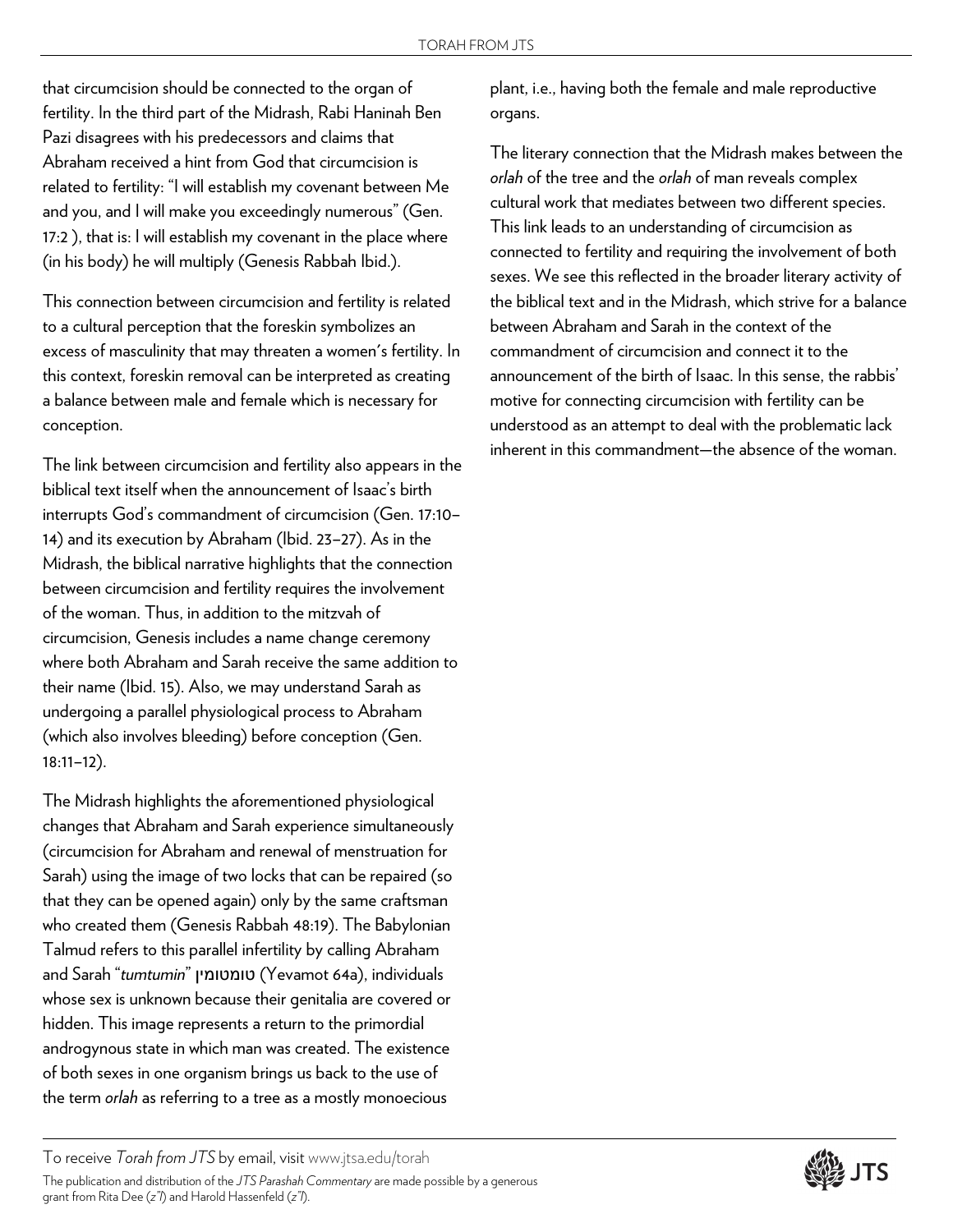that circumcision should be connected to the organ of fertility. In the third part of the Midrash, Rabi Haninah Ben Pazi disagrees with his predecessors and claims that Abraham received a hint from God that circumcision is related to fertility: "I will establish my covenant between Me and you, and I will make you exceedingly numerous" (Gen. 17:2 ), that is: I will establish my covenant in the place where (in his body) he will multiply (Genesis Rabbah Ibid.).

This connection between circumcision and fertility is related to a cultural perception that the foreskin symbolizes an excess of masculinity that may threaten a women's fertility. In this context, foreskin removal can be interpreted as creating a balance between male and female which is necessary for conception.

The link between circumcision and fertility also appears in the biblical text itself when the announcement of Isaac's birth interrupts God's commandment of circumcision (Gen. 17:10–14) and its execution by Abraham (Ibid. 23–27). As in the Midrash, the biblical narrative highlights that the connection between circumcision and fertility requires the involvement of the woman. Thus, in addition to the mitzvah of circumcision, Genesis includes a name change ceremony where both Abraham and Sarah receive the same addition to their name (Ibid. 15). Also, we may understand Sarah as undergoing a parallel physiological process to Abraham (which also involves bleeding) before conception (Gen. 18:11–12).

The Midrash highlights the aforementioned physiological changes that Abraham and Sarah experience simultaneously (circumcision for Abraham and renewal of menstruation for Sarah) using the image of two locks that can be repaired (so that they can be opened again) only by the same craftsman who created them (Genesis Rabbah 48:19). The Babylonian Talmud refers to this parallel infertility by calling Abraham and Sarah "*tumtumin*" טומטומין (Yevamot 64a), individuals whose sex is unknown because their genitalia are covered or hidden. This image represents a return to the primordial androgynous state in which man was created. The existence of both sexes in one organism brings us back to the use of the term *orlah* as referring to a tree as a mostly monoecious plant, i.e., having both the female and male reproductive organs.

The literary connection that the Midrash makes between the *orlah* of the tree and the *orlah* of man reveals complex cultural work that mediates between two different species. This link leads to an understanding of circumcision as connected to fertility and requiring the involvement of both sexes. We see this reflected in the broader literary activity of the biblical text and in the Midrash, which strive for a balance between Abraham and Sarah in the context of the commandment of circumcision and connect it to the announcement of the birth of Isaac. In this sense, the rabbis' motive for connecting circumcision with fertility can be understood as an attempt to deal with the problematic lack inherent in this commandment—the absence of the woman.

To receive *Torah from JTS* by email, visit www.jtsa.edu/torah

The publication and distribution of the *JTS Parashah Commentary* are made possible by a generous grant from Rita Dee (*z"l*) and Harold Hassenfeld (*z"l*).